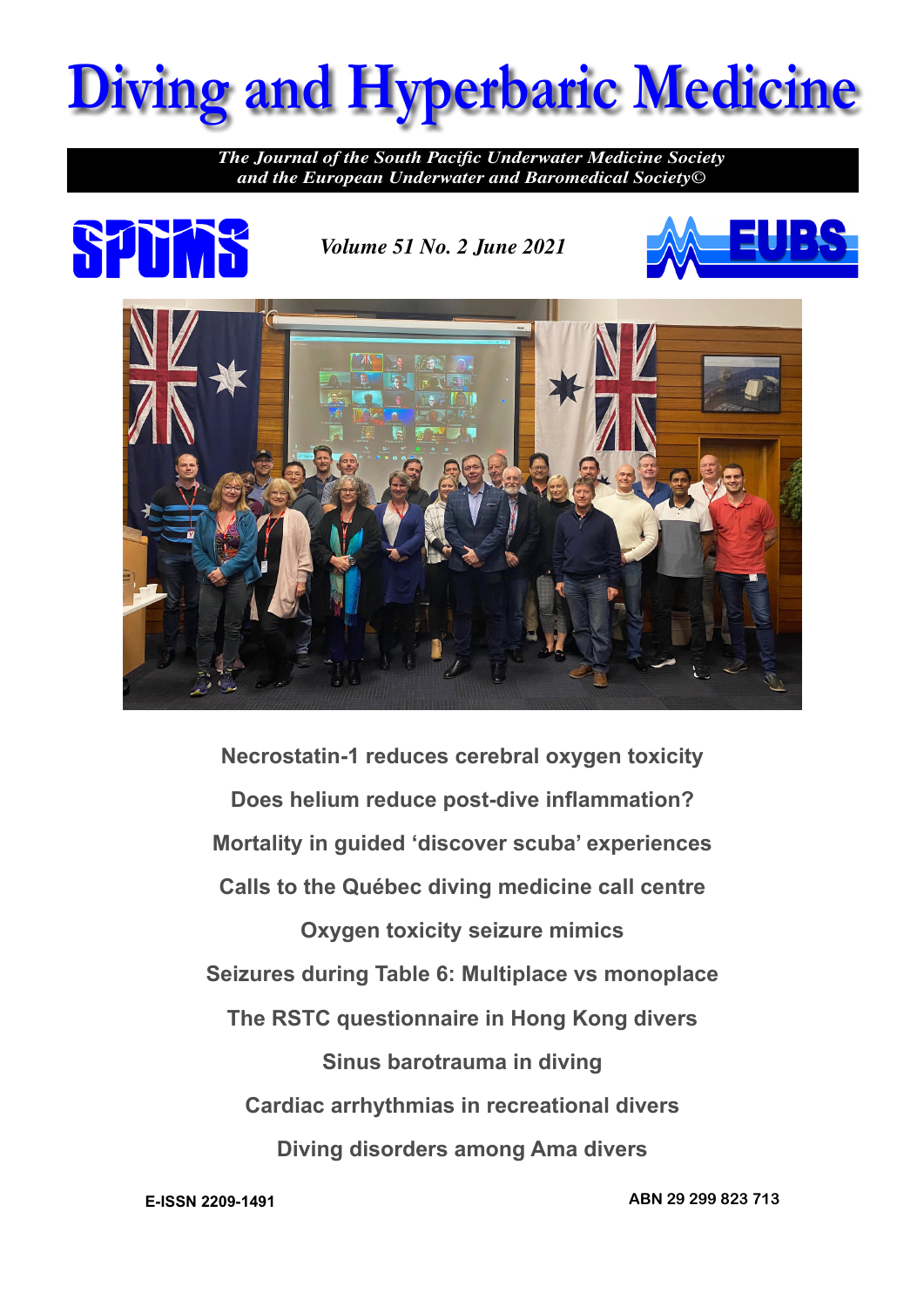# Diving and Hyperbaric Medicine

*The Journal of the South Pacific Underwater Medicine Society and the European Underwater and Baromedical Society©*

SPUMS

*Volume 51 No. 2 June 2021*

EUBS

**Necrostatin-1 reduces cerebral oxygen toxicity**

**Does helium reduce post-dive inflammation?**

**Mortality in guided 'discover scuba' experiences**

**Calls to the Québec diving medicine call centre**

**Oxygen toxicity seizure mimics**

**Seizures during Table 6: Multiplace vs monoplace**

**The RSTC questionnaire in Hong Kong divers**

**Sinus barotrauma in diving**

**Cardiac arrhythmias in recreational divers**

**Diving disorders among Ama divers**

**E-ISSN 2209-1491**

**ABN 29 299 823 713**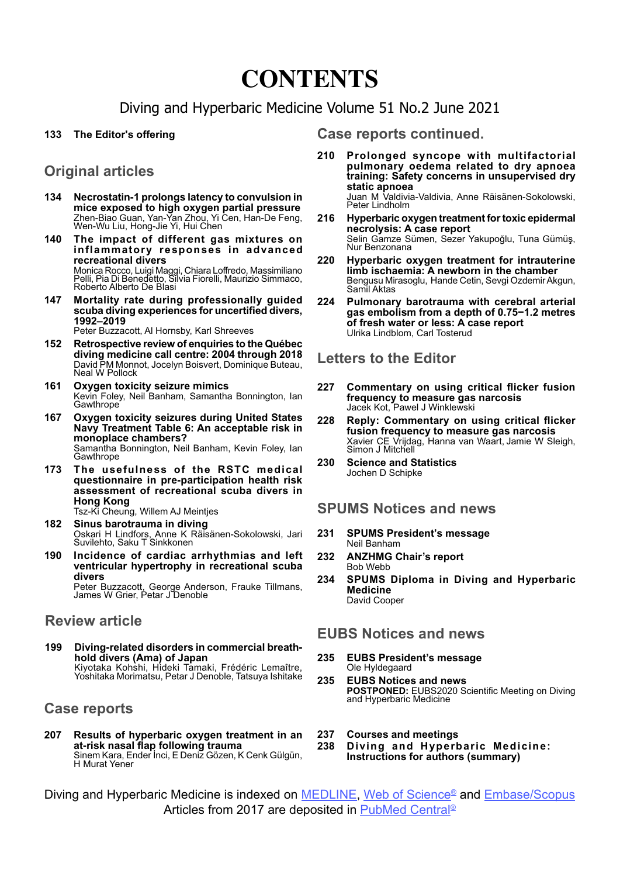# CONTENTS

Diving and Hyperbaric Medicine Volume 51 No.2 June 2021

**133 The Editor's offering**

## Original articles

**134 Necrostatin-1 prolongs latency to convulsion in mice exposed to high oxygen partial pressure**
Zhen-Biao Guan, Yan-Yan Zhou, Yi Cen, Han-De Feng, Wen-Wu Liu, Hong-Jie Yi, Hui Chen

**140 The impact of different gas mixtures on inflammatory responses in advanced recreational divers**
Monica Rocco, Luigi Maggi, Chiara Loffredo, Massimiliano Pelli, Pia Di Benedetto, Silvia Fiorelli, Maurizio Simmaco, Roberto Alberto De Blasi

**147 Mortality rate during professionally guided scuba diving experiences for uncertified divers, 1992–2019**
Peter Buzzacott, Al Hornsby, Karl Shreeves

**152 Retrospective review of enquiries to the Québec diving medicine call centre: 2004 through 2018**
David PM Monnot, Jocelyn Boisvert, Dominique Buteau, Neal W Pollock

**161 Oxygen toxicity seizure mimics**
Kevin Foley, Neil Banham, Samantha Bonnington, Ian Gawthrope

**167 Oxygen toxicity seizures during United States Navy Treatment Table 6: An acceptable risk in monoplace chambers?**
Samantha Bonnington, Neil Banham, Kevin Foley, Ian Gawthrope

**173 The usefulness of the RSTC medical questionnaire in pre-participation health risk assessment of recreational scuba divers in Hong Kong**
Tsz-Ki Cheung, Willem AJ Meintjes

**182 Sinus barotrauma in diving**
Oskari H Lindfors, Anne K Räisänen-Sokolowski, Jari Suvilehto, Saku T Sinkkonen

**190 Incidence of cardiac arrhythmias and left ventricular hypertrophy in recreational scuba divers**
Peter Buzzacott, George Anderson, Frauke Tillmans, James W Grier, Petar J Denoble

## Review article

**199 Diving-related disorders in commercial breath-hold divers (Ama) of Japan**
Kiyotaka Kohshi, Hideki Tamaki, Frédéric Lemaître, Yoshitaka Morimatsu, Petar J Denoble, Tatsuya Ishitake

## Case reports

**207 Results of hyperbaric oxygen treatment in an at-risk nasal flap following trauma**
Sinem Kara, Ender İnci, E Deniz Gözen, K Cenk Gülgün, H Murat Yener

## Case reports continued.

**210 Prolonged syncope with multifactorial pulmonary oedema related to dry apnoea training: Safety concerns in unsupervised dry static apnoea**
Juan M Valdivia-Valdivia, Anne Räisänen-Sokolowski, Peter Lindholm

**216 Hyperbaric oxygen treatment for toxic epidermal necrolysis: A case report**
Selin Gamze Sümen, Sezer Yakupoğlu, Tuna Gümüş, Nur Benzonana

**220 Hyperbaric oxygen treatment for intrauterine limb ischaemia: A newborn in the chamber**
Bengusu Mirasoglu, Hande Cetin, Sevgi Ozdemir Akgun, Samil Aktas

**224 Pulmonary barotrauma with cerebral arterial gas embolism from a depth of 0.75−1.2 metres of fresh water or less: A case report**
Ulrika Lindblom, Carl Tosterud

## Letters to the Editor

**227 Commentary on using critical flicker fusion frequency to measure gas narcosis**
Jacek Kot, Pawel J Winklewski

**228 Reply: Commentary on using critical flicker fusion frequency to measure gas narcosis**
Xavier CE Vrijdag, Hanna van Waart, Jamie W Sleigh, Simon J Mitchell

**230 Science and Statistics**
Jochen D Schipke

## SPUMS Notices and news

**231 SPUMS President's message**
Neil Banham

**232 ANZHMG Chair's report**
Bob Webb

**234 SPUMS Diploma in Diving and Hyperbaric Medicine**
David Cooper

## EUBS Notices and news

**235 EUBS President's message**
Ole Hyldegaard

**235 EUBS Notices and news**
**POSTPONED:** EUBS2020 Scientific Meeting on Diving and Hyperbaric Medicine

**237 Courses and meetings**

**238 Diving and Hyperbaric Medicine: Instructions for authors (summary)**

Diving and Hyperbaric Medicine is indexed on MEDLINE, Web of Science® and Embase/Scopus
Articles from 2017 are deposited in PubMed Central®